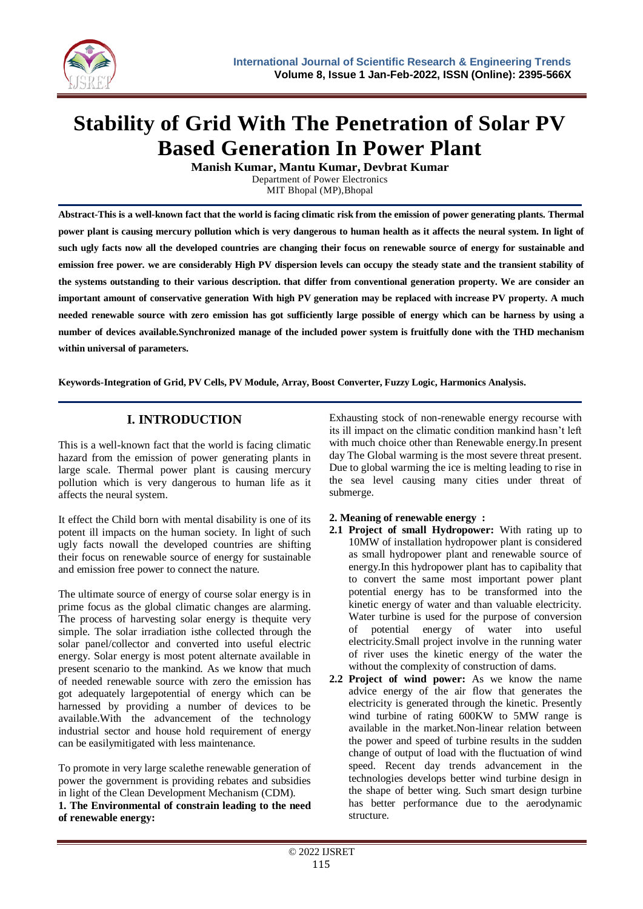# Stability of Grid With The Penetration of Solar PV Based Generation In Power Plant

**Manish Kumar, Mantu Kumar, Devbrat Kumar**

Department of Power Electronics
MIT Bhopal (MP),Bhopal

**Abstract-This is a well-known fact that the world is facing climatic risk from the emission of power generating plants. Thermal power plant is causing mercury pollution which is very dangerous to human health as it affects the neural system. In light of such ugly facts now all the developed countries are changing their focus on renewable source of energy for sustainable and emission free power. we are considerably High PV dispersion levels can occupy the steady state and the transient stability of the systems outstanding to their various description. that differ from conventional generation property. We are consider an important amount of conservative generation With high PV generation may be replaced with increase PV property. A much needed renewable source with zero emission has got sufficiently large possible of energy which can be harness by using a number of devices available.Synchronized manage of the included power system is fruitfully done with the THD mechanism within universal of parameters.**

**Keywords-Integration of Grid, PV Cells, PV Module, Array, Boost Converter, Fuzzy Logic, Harmonics Analysis.**

## I. INTRODUCTION

This is a well-known fact that the world is facing climatic hazard from the emission of power generating plants in large scale. Thermal power plant is causing mercury pollution which is very dangerous to human life as it affects the neural system.

It effect the Child born with mental disability is one of its potent ill impacts on the human society. In light of such ugly facts nowall the developed countries are shifting their focus on renewable source of energy for sustainable and emission free power to connect the nature.

The ultimate source of energy of course solar energy is in prime focus as the global climatic changes are alarming. The process of harvesting solar energy is thequite very simple. The solar irradiation isthe collected through the solar panel/collector and converted into useful electric energy. Solar energy is most potent alternate available in present scenario to the mankind. As we know that much of needed renewable source with zero the emission has got adequately largepotential of energy which can be harnessed by providing a number of devices to be available.With the advancement of the technology industrial sector and house hold requirement of energy can be easilymitigated with less maintenance.

To promote in very large scalethe renewable generation of power the government is providing rebates and subsidies in light of the Clean Development Mechanism (CDM).

**1. The Environmental of constrain leading to the need of renewable energy:**

Exhausting stock of non-renewable energy recourse with its ill impact on the climatic condition mankind hasn't left with much choice other than Renewable energy.In present day The Global warming is the most severe threat present. Due to global warming the ice is melting leading to rise in the sea level causing many cities under threat of submerge.

**2. Meaning of renewable energy :**

- **2.1 Project of small Hydropower:** With rating up to 10MW of installation hydropower plant is considered as small hydropower plant and renewable source of energy.In this hydropower plant has to capibality that to convert the same most important power plant potential energy has to be transformed into the kinetic energy of water and than valuable electricity. Water turbine is used for the purpose of conversion of potential energy of water into useful electricity.Small project involve in the running water of river uses the kinetic energy of the water the without the complexity of construction of dams.
- **2.2 Project of wind power:** As we know the name advice energy of the air flow that generates the electricity is generated through the kinetic. Presently wind turbine of rating 600KW to 5MW range is available in the market.Non-linear relation between the power and speed of turbine results in the sudden change of output of load with the fluctuation of wind speed. Recent day trends advancement in the technologies develops better wind turbine design in the shape of better wing. Such smart design turbine has better performance due to the aerodynamic structure.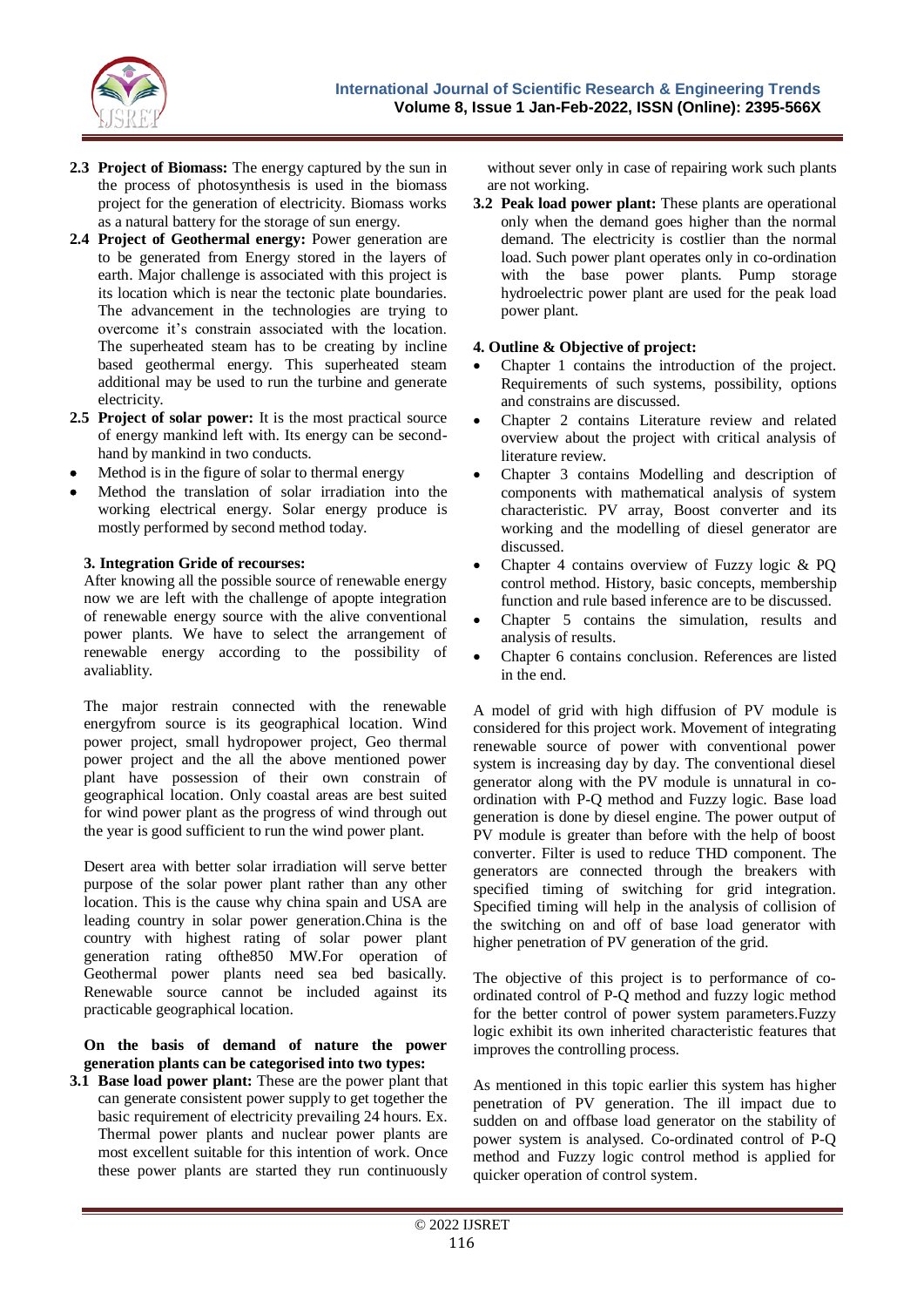**2.3 Project of Biomass:** The energy captured by the sun in the process of photosynthesis is used in the biomass project for the generation of electricity. Biomass works as a natural battery for the storage of sun energy.

**2.4 Project of Geothermal energy:** Power generation are to be generated from Energy stored in the layers of earth. Major challenge is associated with this project is its location which is near the tectonic plate boundaries. The advancement in the technologies are trying to overcome it's constrain associated with the location. The superheated steam has to be creating by incline based geothermal energy. This superheated steam additional may be used to run the turbine and generate electricity.

**2.5 Project of solar power:** It is the most practical source of energy mankind left with. Its energy can be second-hand by mankind in two conducts.

- Method is in the figure of solar to thermal energy
- Method the translation of solar irradiation into the working electrical energy. Solar energy produce is mostly performed by second method today.

### 3. Integration Gride of recourses:

After knowing all the possible source of renewable energy now we are left with the challenge of apopte integration of renewable energy source with the alive conventional power plants. We have to select the arrangement of renewable energy according to the possibility of avaliablity.

The major restrain connected with the renewable energyfrom source is its geographical location. Wind power project, small hydropower project, Geo thermal power project and the all the above mentioned power plant have possession of their own constrain of geographical location. Only coastal areas are best suited for wind power plant as the progress of wind through out the year is good sufficient to run the wind power plant.

Desert area with better solar irradiation will serve better purpose of the solar power plant rather than any other location. This is the cause why china spain and USA are leading country in solar power generation.China is the country with highest rating of solar power plant generation rating ofthe850 MW.For operation of Geothermal power plants need sea bed basically. Renewable source cannot be included against its practicable geographical location.

**On the basis of demand of nature the power generation plants can be categorised into two types:**

**3.1 Base load power plant:** These are the power plant that can generate consistent power supply to get together the basic requirement of electricity prevailing 24 hours. Ex. Thermal power plants and nuclear power plants are most excellent suitable for this intention of work. Once these power plants are started they run continuously without sever only in case of repairing work such plants are not working.

**3.2 Peak load power plant:** These plants are operational only when the demand goes higher than the normal demand. The electricity is costlier than the normal load. Such power plant operates only in co-ordination with the base power plants. Pump storage hydroelectric power plant are used for the peak load power plant.

### 4. Outline & Objective of project:

- Chapter 1 contains the introduction of the project. Requirements of such systems, possibility, options and constrains are discussed.
- Chapter 2 contains Literature review and related overview about the project with critical analysis of literature review.
- Chapter 3 contains Modelling and description of components with mathematical analysis of system characteristic. PV array, Boost converter and its working and the modelling of diesel generator are discussed.
- Chapter 4 contains overview of Fuzzy logic & PQ control method. History, basic concepts, membership function and rule based inference are to be discussed.
- Chapter 5 contains the simulation, results and analysis of results.
- Chapter 6 contains conclusion. References are listed in the end.

A model of grid with high diffusion of PV module is considered for this project work. Movement of integrating renewable source of power with conventional power system is increasing day by day. The conventional diesel generator along with the PV module is unnatural in co-ordination with P-Q method and Fuzzy logic. Base load generation is done by diesel engine. The power output of PV module is greater than before with the help of boost converter. Filter is used to reduce THD component. The generators are connected through the breakers with specified timing of switching for grid integration. Specified timing will help in the analysis of collision of the switching on and off of base load generator with higher penetration of PV generation of the grid.

The objective of this project is to performance of co-ordinated control of P-Q method and fuzzy logic method for the better control of power system parameters.Fuzzy logic exhibit its own inherited characteristic features that improves the controlling process.

As mentioned in this topic earlier this system has higher penetration of PV generation. The ill impact due to sudden on and offbase load generator on the stability of power system is analysed. Co-ordinated control of P-Q method and Fuzzy logic control method is applied for quicker operation of control system.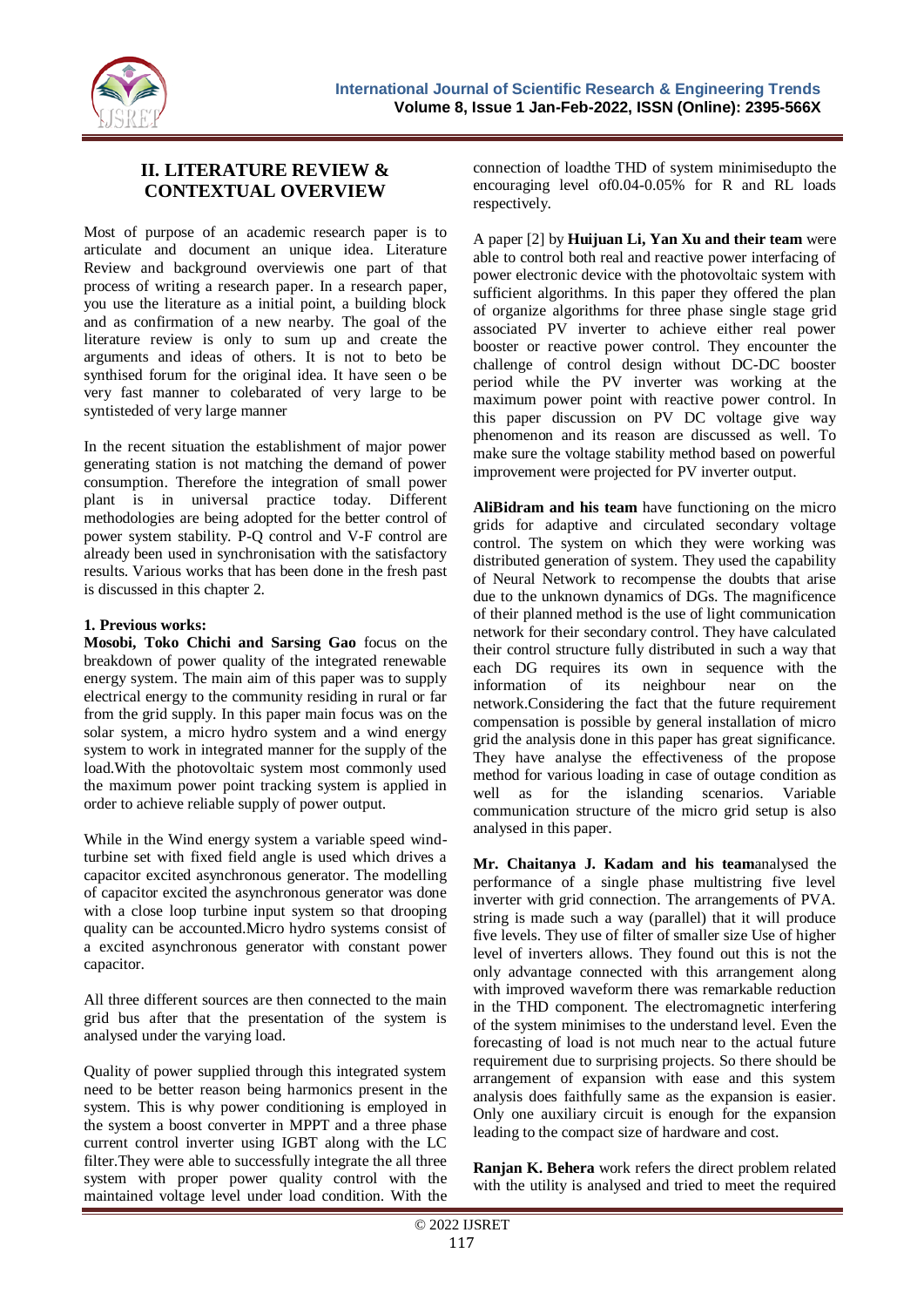## II. LITERATURE REVIEW & CONTEXTUAL OVERVIEW

Most of purpose of an academic research paper is to articulate and document an unique idea. Literature Review and background overviewis one part of that process of writing a research paper. In a research paper, you use the literature as a initial point, a building block and as confirmation of a new nearby. The goal of the literature review is only to sum up and create the arguments and ideas of others. It is not to beto be synthised forum for the original idea. It have seen o be very fast manner to colebarated of very large to be syntisteded of very large manner

In the recent situation the establishment of major power generating station is not matching the demand of power consumption. Therefore the integration of small power plant is in universal practice today. Different methodologies are being adopted for the better control of power system stability. P-Q control and V-F control are already been used in synchronisation with the satisfactory results. Various works that has been done in the fresh past is discussed in this chapter 2.

**1. Previous works:**

**Mosobi, Toko Chichi and Sarsing Gao** focus on the breakdown of power quality of the integrated renewable energy system. The main aim of this paper was to supply electrical energy to the community residing in rural or far from the grid supply. In this paper main focus was on the solar system, a micro hydro system and a wind energy system to work in integrated manner for the supply of the load.With the photovoltaic system most commonly used the maximum power point tracking system is applied in order to achieve reliable supply of power output.

While in the Wind energy system a variable speed wind-turbine set with fixed field angle is used which drives a capacitor excited asynchronous generator. The modelling of capacitor excited the asynchronous generator was done with a close loop turbine input system so that drooping quality can be accounted.Micro hydro systems consist of a excited asynchronous generator with constant power capacitor.

All three different sources are then connected to the main grid bus after that the presentation of the system is analysed under the varying load.

Quality of power supplied through this integrated system need to be better reason being harmonics present in the system. This is why power conditioning is employed in the system a boost converter in MPPT and a three phase current control inverter using IGBT along with the LC filter.They were able to successfully integrate the all three system with proper power quality control with the maintained voltage level under load condition. With the connection of loadthe THD of system minimisedupto the encouraging level of0.04-0.05% for R and RL loads respectively.

A paper [2] by **Huijuan Li, Yan Xu and their team** were able to control both real and reactive power interfacing of power electronic device with the photovoltaic system with sufficient algorithms. In this paper they offered the plan of organize algorithms for three phase single stage grid associated PV inverter to achieve either real power booster or reactive power control. They encounter the challenge of control design without DC-DC booster period while the PV inverter was working at the maximum power point with reactive power control. In this paper discussion on PV DC voltage give way phenomenon and its reason are discussed as well. To make sure the voltage stability method based on powerful improvement were projected for PV inverter output.

**AliBidram and his team** have functioning on the micro grids for adaptive and circulated secondary voltage control. The system on which they were working was distributed generation of system. They used the capability of Neural Network to recompense the doubts that arise due to the unknown dynamics of DGs. The magnificence of their planned method is the use of light communication network for their secondary control. They have calculated their control structure fully distributed in such a way that each DG requires its own in sequence with the information of its neighbour near on the network.Considering the fact that the future requirement compensation is possible by general installation of micro grid the analysis done in this paper has great significance. They have analyse the effectiveness of the propose method for various loading in case of outage condition as well as for the islanding scenarios. Variable communication structure of the micro grid setup is also analysed in this paper.

**Mr. Chaitanya J. Kadam and his team**analysed the performance of a single phase multistring five level inverter with grid connection. The arrangements of PVA. string is made such a way (parallel) that it will produce five levels. They use of filter of smaller size Use of higher level of inverters allows. They found out this is not the only advantage connected with this arrangement along with improved waveform there was remarkable reduction in the THD component. The electromagnetic interfering of the system minimises to the understand level. Even the forecasting of load is not much near to the actual future requirement due to surprising projects. So there should be arrangement of expansion with ease and this system analysis does faithfully same as the expansion is easier. Only one auxiliary circuit is enough for the expansion leading to the compact size of hardware and cost.

**Ranjan K. Behera** work refers the direct problem related with the utility is analysed and tried to meet the required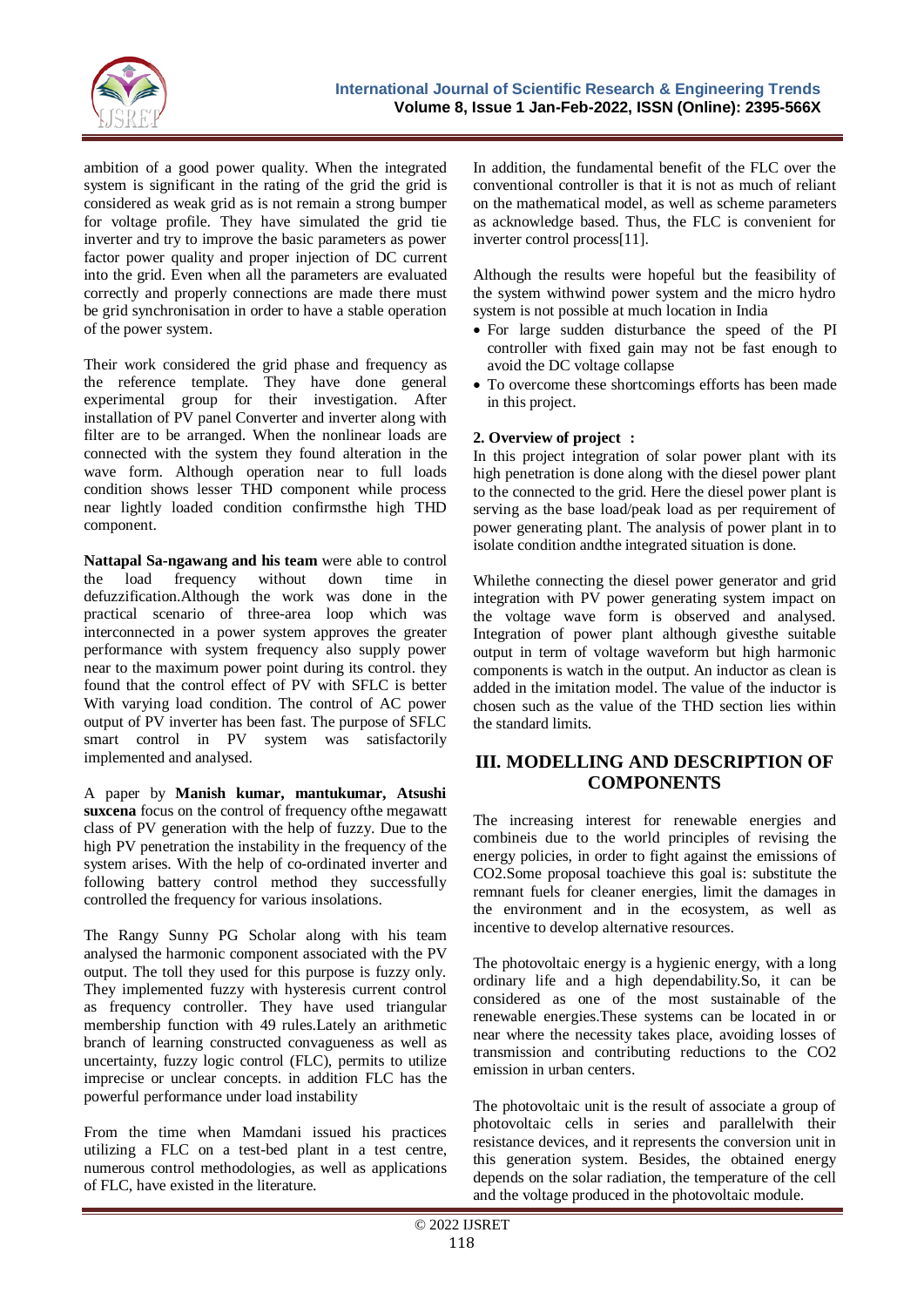ambition of a good power quality. When the integrated system is significant in the rating of the grid the grid is considered as weak grid as is not remain a strong bumper for voltage profile. They have simulated the grid tie inverter and try to improve the basic parameters as power factor power quality and proper injection of DC current into the grid. Even when all the parameters are evaluated correctly and properly connections are made there must be grid synchronisation in order to have a stable operation of the power system.

Their work considered the grid phase and frequency as the reference template. They have done general experimental group for their investigation. After installation of PV panel Converter and inverter along with filter are to be arranged. When the nonlinear loads are connected with the system they found alteration in the wave form. Although operation near to full loads condition shows lesser THD component while process near lightly loaded condition confirmsthe high THD component.

**Nattapal Sa-ngawang and his team** were able to control the load frequency without down time in defuzzification.Although the work was done in the practical scenario of three-area loop which was interconnected in a power system approves the greater performance with system frequency also supply power near to the maximum power point during its control. they found that the control effect of PV with SFLC is better With varying load condition. The control of AC power output of PV inverter has been fast. The purpose of SFLC smart control in PV system was satisfactorily implemented and analysed.

A paper by **Manish kumar, mantukumar, Atsushi suxcena** focus on the control of frequency ofthe megawatt class of PV generation with the help of fuzzy. Due to the high PV penetration the instability in the frequency of the system arises. With the help of co-ordinated inverter and following battery control method they successfully controlled the frequency for various insolations.

The Rangy Sunny PG Scholar along with his team analysed the harmonic component associated with the PV output. The toll they used for this purpose is fuzzy only. They implemented fuzzy with hysteresis current control as frequency controller. They have used triangular membership function with 49 rules.Lately an arithmetic branch of learning constructed convagueness as well as uncertainty, fuzzy logic control (FLC), permits to utilize imprecise or unclear concepts. in addition FLC has the powerful performance under load instability

From the time when Mamdani issued his practices utilizing a FLC on a test-bed plant in a test centre, numerous control methodologies, as well as applications of FLC, have existed in the literature.

In addition, the fundamental benefit of the FLC over the conventional controller is that it is not as much of reliant on the mathematical model, as well as scheme parameters as acknowledge based. Thus, the FLC is convenient for inverter control process[11].

Although the results were hopeful but the feasibility of the system withwind power system and the micro hydro system is not possible at much location in India

- For large sudden disturbance the speed of the PI controller with fixed gain may not be fast enough to avoid the DC voltage collapse
- To overcome these shortcomings efforts has been made in this project.

**2. Overview of project :**

In this project integration of solar power plant with its high penetration is done along with the diesel power plant to the connected to the grid. Here the diesel power plant is serving as the base load/peak load as per requirement of power generating plant. The analysis of power plant in to isolate condition andthe integrated situation is done.

Whilethe connecting the diesel power generator and grid integration with PV power generating system impact on the voltage wave form is observed and analysed. Integration of power plant although givesthe suitable output in term of voltage waveform but high harmonic components is watch in the output. An inductor as clean is added in the imitation model. The value of the inductor is chosen such as the value of the THD section lies within the standard limits.

## III. MODELLING AND DESCRIPTION OF COMPONENTS

The increasing interest for renewable energies and combineis due to the world principles of revising the energy policies, in order to fight against the emissions of $CO_2$.Some proposal toachieve this goal is: substitute the remnant fuels for cleaner energies, limit the damages in the environment and in the ecosystem, as well as incentive to develop alternative resources.

The photovoltaic energy is a hygienic energy, with a long ordinary life and a high dependability.So, it can be considered as one of the most sustainable of the renewable energies.These systems can be located in or near where the necessity takes place, avoiding losses of transmission and contributing reductions to the $CO_2$ emission in urban centers.

The photovoltaic unit is the result of associate a group of photovoltaic cells in series and parallelwith their resistance devices, and it represents the conversion unit in this generation system. Besides, the obtained energy depends on the solar radiation, the temperature of the cell and the voltage produced in the photovoltaic module.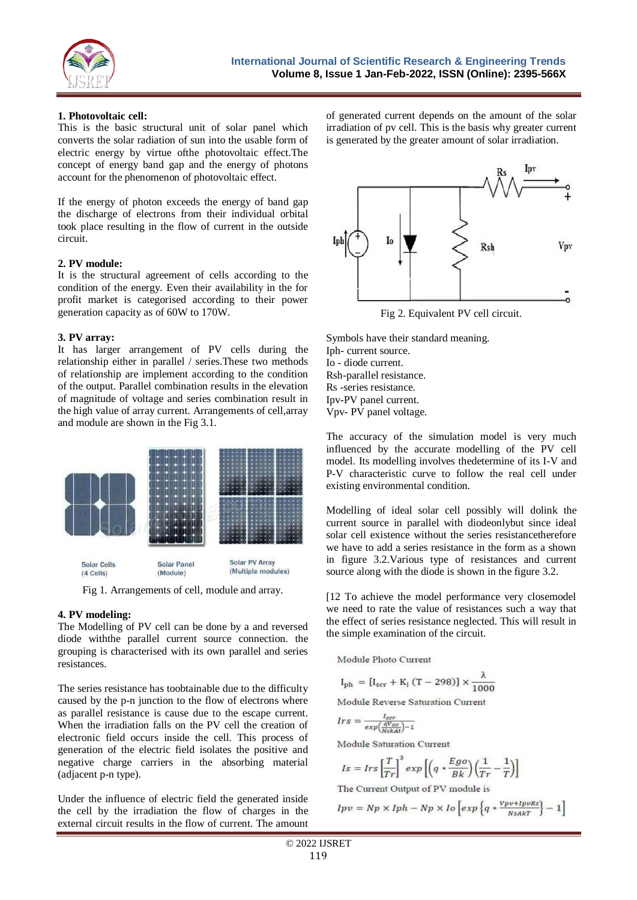**1. Photovoltaic cell:**

This is the basic structural unit of solar panel which converts the solar radiation of sun into the usable form of electric energy by virtue ofthe photovoltaic effect.The concept of energy band gap and the energy of photons account for the phenomenon of photovoltaic effect.

If the energy of photon exceeds the energy of band gap the discharge of electrons from their individual orbital took place resulting in the flow of current in the outside circuit.

**2. PV module:**

It is the structural agreement of cells according to the condition of the energy. Even their availability in the for profit market is categorised according to their power generation capacity as of 60W to 170W.

**3. PV array:**

It has larger arrangement of PV cells during the relationship either in parallel / series.These two methods of relationship are implement according to the condition of the output. Parallel combination results in the elevation of magnitude of voltage and series combination result in the high value of array current. Arrangements of cell,array and module are shown in the Fig 3.1.

Solar Cells (4 Cells) | Solar Panel (Module) | Solar PV Array (Multiple modules)

Fig 1. Arrangements of cell, module and array.

**4. PV modeling:**

The Modelling of PV cell can be done by a and reversed diode withthe parallel current source connection. the grouping is characterised with its own parallel and series resistances.

The series resistance has toobtainable due to the difficulty caused by the p-n junction to the flow of electrons where as parallel resistance is cause due to the escape current. When the irradiation falls on the PV cell the creation of electronic field occurs inside the cell. This process of generation of the electric field isolates the positive and negative charge carriers in the absorbing material (adjacent p-n type).

Under the influence of electric field the generated inside the cell by the irradiation the flow of charges in the external circuit results in the flow of current. The amount of generated current depends on the amount of the solar irradiation of pv cell. This is the basis why greater current is generated by the greater amount of solar irradiation.

Fig 2. Equivalent PV cell circuit.

Symbols have their standard meaning.
Iph- current source.
Io - diode current.
Rsh-parallel resistance.
Rs -series resistance.
Ipv-PV panel current.
Vpv- PV panel voltage.

The accuracy of the simulation model is very much influenced by the accurate modelling of the PV cell model. Its modelling involves thedetermine of its I-V and P-V characteristic curve to follow the real cell under existing environmental condition.

Modelling of ideal solar cell possibly will dolink the current source in parallel with diodeonlybut since ideal solar cell existence without the series resistancetherefore we have to add a series resistance in the form as a shown in figure 3.2.Various type of resistances and current source along with the diode is shown in the figure 3.2.

[12 To achieve the model performance very closemodel we need to rate the value of resistances such a way that the effect of series resistance neglected. This will result in the simple examination of the circuit.

Module Photo Current

$$I_{ph} = [I_{scr} + K_i\,(T - 298)] \times \frac{\lambda}{1000}$$

Module Reverse Saturation Current

$$Irs = \frac{I_{scr}}{exp\left(\frac{qV_{oc}}{N_s k A t}\right) - 1}$$

Module Saturation Current

$$Is = Irs\left[\frac{T}{Tr}\right]^3 exp\left[\left(q * \frac{Ego}{Bk}\right)\left(\frac{1}{Tr} - \frac{1}{T}\right)\right]$$

The Current Output of PV module is

$$Ipv = Np \times Iph - Np \times Io\left[exp\left\{q * \frac{Vpv + IpvRs}{NsAkT}\right\} - 1\right]$$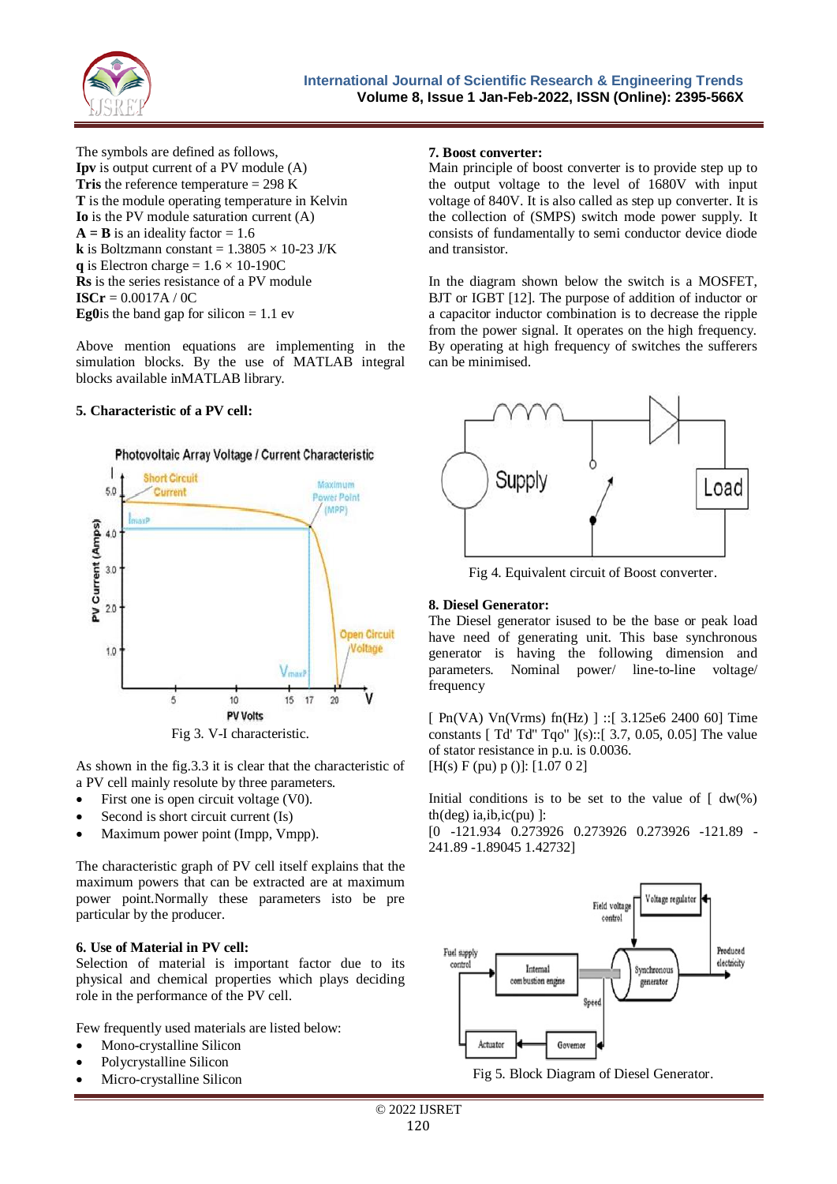The symbols are defined as follows,
**Ipv** is output current of a PV module (A)
**Tris** the reference temperature = 298 K
**T** is the module operating temperature in Kelvin
**Io** is the PV module saturation current (A)
**A = B** is an ideality factor = 1.6
**k** is Boltzmann constant = 1.3805 × 10-23 J/K
**q** is Electron charge = 1.6 × 10-190C
**Rs** is the series resistance of a PV module
**ISCr** = 0.0017A / 0C
**Eg0**is the band gap for silicon = 1.1 ev

Above mention equations are implementing in the simulation blocks. By the use of MATLAB integral blocks available inMATLAB library.

### 5. Characteristic of a PV cell:

Fig 3. V-I characteristic.

As shown in the fig.3.3 it is clear that the characteristic of a PV cell mainly resolute by three parameters.

- First one is open circuit voltage (V0).
- Second is short circuit current (Is)
- Maximum power point (Impp, Vmpp).

The characteristic graph of PV cell itself explains that the maximum powers that can be extracted are at maximum power point.Normally these parameters isto be pre particular by the producer.

### 6. Use of Material in PV cell:

Selection of material is important factor due to its physical and chemical properties which plays deciding role in the performance of the PV cell.

Few frequently used materials are listed below:

- Mono-crystalline Silicon
- Polycrystalline Silicon
- Micro-crystalline Silicon

### 7. Boost converter:

Main principle of boost converter is to provide step up to the output voltage to the level of 1680V with input voltage of 840V. It is also called as step up converter. It is the collection of (SMPS) switch mode power supply. It consists of fundamentally to semi conductor device diode and transistor.

In the diagram shown below the switch is a MOSFET, BJT or IGBT [12]. The purpose of addition of inductor or a capacitor inductor combination is to decrease the ripple from the power signal. It operates on the high frequency. By operating at high frequency of switches the sufferers can be minimised.

Fig 4. Equivalent circuit of Boost converter.

### 8. Diesel Generator:

The Diesel generator isused to be the base or peak load have need of generating unit. This base synchronous generator is having the following dimension and parameters. Nominal power/ line-to-line voltage/ frequency

[ Pn(VA) Vn(Vrms) fn(Hz) ] ::[ 3.125e6 2400 60] Time constants [ Td' Td'' Tqo'' ](s)::[ 3.7, 0.05, 0.05] The value of stator resistance in p.u. is 0.0036.
[H(s) F (pu) p ()]: [1.07 0 2]

Initial conditions is to be set to the value of [ dw(%) th(deg) ia,ib,ic(pu) ]:
[0 -121.934 0.273926 0.273926 0.273926 -121.89 -241.89 -1.89045 1.42732]

Fig 5. Block Diagram of Diesel Generator.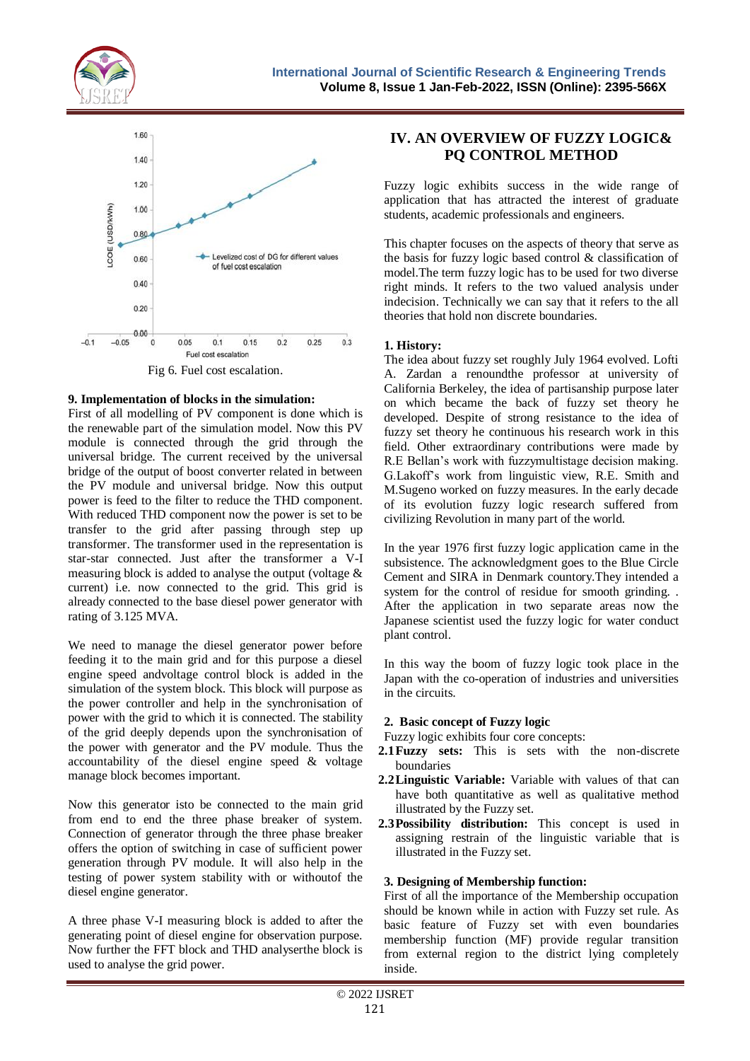Fig 6. Fuel cost escalation.

### 9. Implementation of blocks in the simulation:

First of all modelling of PV component is done which is the renewable part of the simulation model. Now this PV module is connected through the grid through the universal bridge. The current received by the universal bridge of the output of boost converter related in between the PV module and universal bridge. Now this output power is feed to the filter to reduce the THD component. With reduced THD component now the power is set to be transfer to the grid after passing through step up transformer. The transformer used in the representation is star-star connected. Just after the transformer a V-I measuring block is added to analyse the output (voltage & current) i.e. now connected to the grid. This grid is already connected to the base diesel power generator with rating of 3.125 MVA.

We need to manage the diesel generator power before feeding it to the main grid and for this purpose a diesel engine speed andvoltage control block is added in the simulation of the system block. This block will purpose as the power controller and help in the synchronisation of power with the grid to which it is connected. The stability of the grid deeply depends upon the synchronisation of the power with generator and the PV module. Thus the accountability of the diesel engine speed & voltage manage block becomes important.

Now this generator isto be connected to the main grid from end to end the three phase breaker of system. Connection of generator through the three phase breaker offers the option of switching in case of sufficient power generation through PV module. It will also help in the testing of power system stability with or withoutof the diesel engine generator.

A three phase V-I measuring block is added to after the generating point of diesel engine for observation purpose. Now further the FFT block and THD analyserthe block is used to analyse the grid power.

## IV. AN OVERVIEW OF FUZZY LOGIC& PQ CONTROL METHOD

Fuzzy logic exhibits success in the wide range of application that has attracted the interest of graduate students, academic professionals and engineers.

This chapter focuses on the aspects of theory that serve as the basis for fuzzy logic based control & classification of model.The term fuzzy logic has to be used for two diverse right minds. It refers to the two valued analysis under indecision. Technically we can say that it refers to the all theories that hold non discrete boundaries.

### 1. History:

The idea about fuzzy set roughly July 1964 evolved. Lofti A. Zardan a renoundthe professor at university of California Berkeley, the idea of partisanship purpose later on which became the back of fuzzy set theory he developed. Despite of strong resistance to the idea of fuzzy set theory he continuous his research work in this field. Other extraordinary contributions were made by R.E Bellan's work with fuzzymultistage decision making. G.Lakoff's work from linguistic view, R.E. Smith and M.Sugeno worked on fuzzy measures. In the early decade of its evolution fuzzy logic research suffered from civilizing Revolution in many part of the world.

In the year 1976 first fuzzy logic application came in the subsistence. The acknowledgment goes to the Blue Circle Cement and SIRA in Denmark country.They intended a system for the control of residue for smooth grinding. . After the application in two separate areas now the Japanese scientist used the fuzzy logic for water conduct plant control.

In this way the boom of fuzzy logic took place in the Japan with the co-operation of industries and universities in the circuits.

### 2. Basic concept of Fuzzy logic

Fuzzy logic exhibits four core concepts:

**2.1 Fuzzy sets:** This is sets with the non-discrete boundaries

**2.2 Linguistic Variable:** Variable with values of that can have both quantitative as well as qualitative method illustrated by the Fuzzy set.

**2.3 Possibility distribution:** This concept is used in assigning restrain of the linguistic variable that is illustrated in the Fuzzy set.

### 3. Designing of Membership function:

First of all the importance of the Membership occupation should be known while in action with Fuzzy set rule. As basic feature of Fuzzy set with even boundaries membership function (MF) provide regular transition from external region to the district lying completely inside.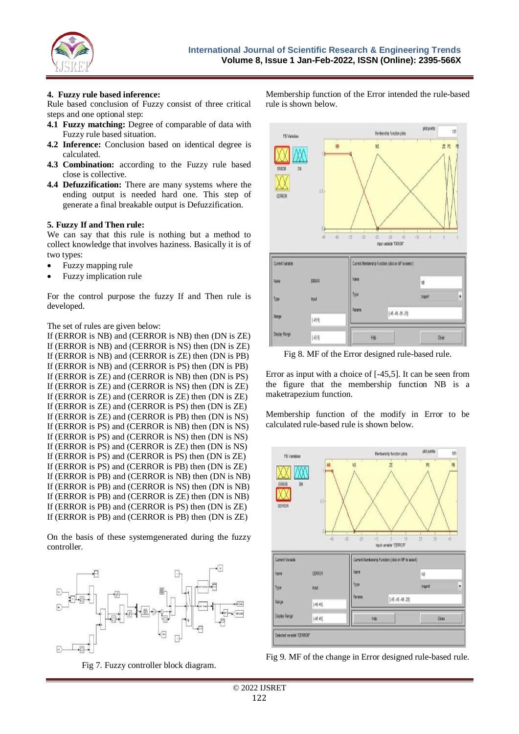**4. Fuzzy rule based inference:**

Rule based conclusion of Fuzzy consist of three critical steps and one optional step:

**4.1 Fuzzy matching:** Degree of comparable of data with Fuzzy rule based situation.

**4.2 Inference:** Conclusion based on identical degree is calculated.

**4.3 Combination:** according to the Fuzzy rule based close is collective.

**4.4 Defuzzification:** There are many systems where the ending output is needed hard one. This step of generate a final breakable output is Defuzzification.

**5. Fuzzy If and Then rule:**

We can say that this rule is nothing but a method to collect knowledge that involves haziness. Basically it is of two types:

- Fuzzy mapping rule
- Fuzzy implication rule

For the control purpose the fuzzy If and Then rule is developed.

The set of rules are given below:

If (ERROR is NB) and (CERROR is NB) then (DN is ZE)
If (ERROR is NB) and (CERROR is NS) then (DN is ZE)
If (ERROR is NB) and (CERROR is ZE) then (DN is PB)
If (ERROR is NB) and (CERROR is PS) then (DN is PB)
If (ERROR is ZE) and (CERROR is NB) then (DN is PS)
If (ERROR is ZE) and (CERROR is NS) then (DN is ZE)
If (ERROR is ZE) and (CERROR is ZE) then (DN is ZE)
If (ERROR is ZE) and (CERROR is PS) then (DN is ZE)
If (ERROR is ZE) and (CERROR is PB) then (DN is NS)
If (ERROR is PS) and (CERROR is NB) then (DN is NS)
If (ERROR is PS) and (CERROR is NS) then (DN is NS)
If (ERROR is PS) and (CERROR is ZE) then (DN is NS)
If (ERROR is PS) and (CERROR is PS) then (DN is ZE)
If (ERROR is PS) and (CERROR is PB) then (DN is ZE)
If (ERROR is PB) and (CERROR is NB) then (DN is NB)
If (ERROR is PB) and (CERROR is NS) then (DN is NB)
If (ERROR is PB) and (CERROR is ZE) then (DN is NB)
If (ERROR is PB) and (CERROR is PS) then (DN is ZE)
If (ERROR is PB) and (CERROR is PB) then (DN is ZE)

On the basis of these systemgenerated during the fuzzy controller.

Fig 7. Fuzzy controller block diagram.

Membership function of the Error intended the rule-based rule is shown below.

Fig 8. MF of the Error designed rule-based rule.

Error as input with a choice of [-45,5]. It can be seen from the figure that the membership function NB is a maketrapezium function.

Membership function of the modify in Error to be calculated rule-based rule is shown below.

Fig 9. MF of the change in Error designed rule-based rule.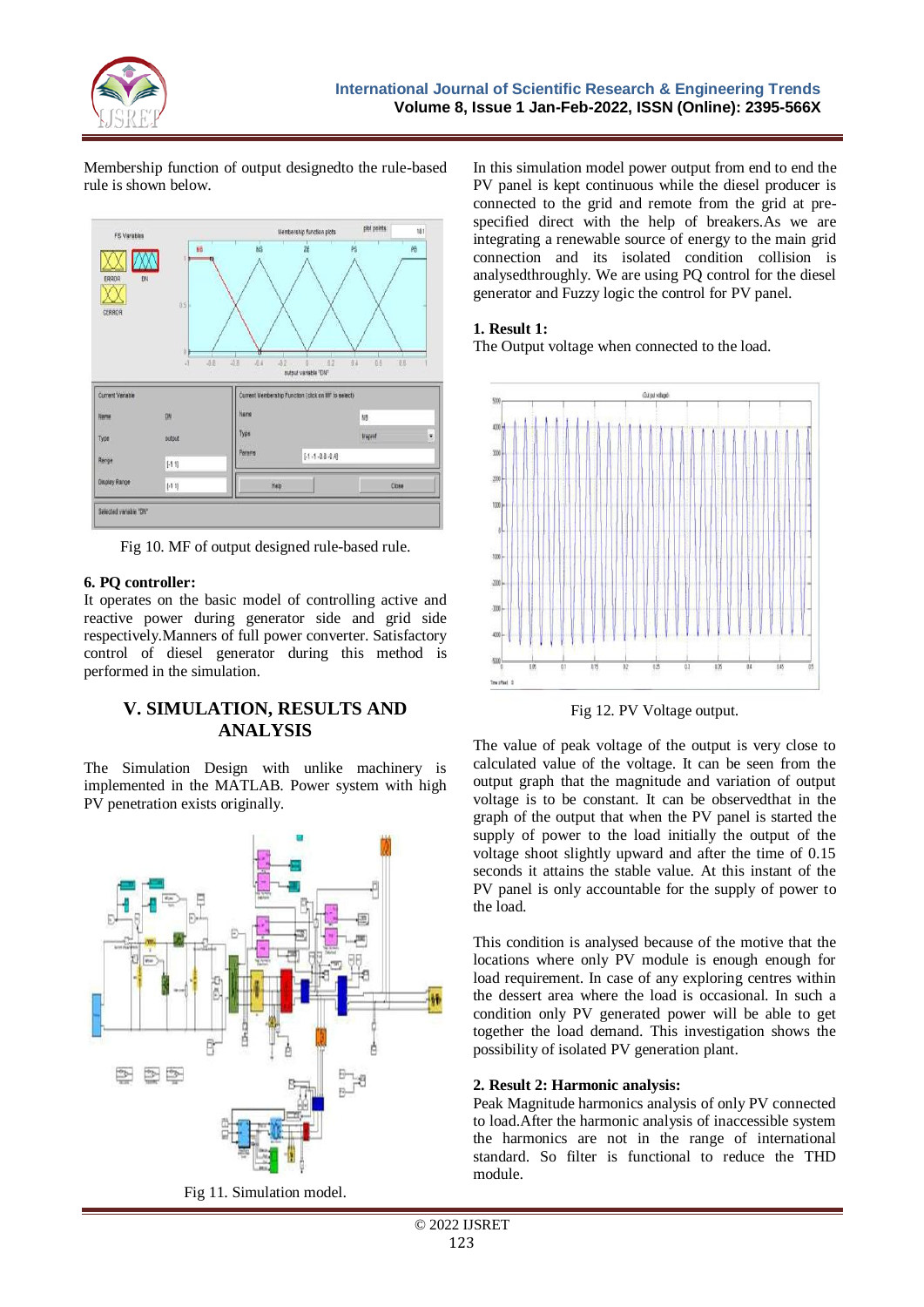Membership function of output designedto the rule-based rule is shown below.

Fig 10. MF of output designed rule-based rule.

**6. PQ controller:**
It operates on the basic model of controlling active and reactive power during generator side and grid side respectively.Manners of full power converter. Satisfactory control of diesel generator during this method is performed in the simulation.

## V. SIMULATION, RESULTS AND ANALYSIS

The Simulation Design with unlike machinery is implemented in the MATLAB. Power system with high PV penetration exists originally.

Fig 11. Simulation model.

In this simulation model power output from end to end the PV panel is kept continuous while the diesel producer is connected to the grid and remote from the grid at pre-specified direct with the help of breakers.As we are integrating a renewable source of energy to the main grid connection and its isolated condition collision is analysedthroughly. We are using PQ control for the diesel generator and Fuzzy logic the control for PV panel.

**1. Result 1:**
The Output voltage when connected to the load.

Fig 12. PV Voltage output.

The value of peak voltage of the output is very close to calculated value of the voltage. It can be seen from the output graph that the magnitude and variation of output voltage is to be constant. It can be observedthat in the graph of the output that when the PV panel is started the supply of power to the load initially the output of the voltage shoot slightly upward and after the time of 0.15 seconds it attains the stable value. At this instant of the PV panel is only accountable for the supply of power to the load.

This condition is analysed because of the motive that the locations where only PV module is enough enough for load requirement. In case of any exploring centres within the dessert area where the load is occasional. In such a condition only PV generated power will be able to get together the load demand. This investigation shows the possibility of isolated PV generation plant.

**2. Result 2: Harmonic analysis:**
Peak Magnitude harmonics analysis of only PV connected to load.After the harmonic analysis of inaccessible system the harmonics are not in the range of international standard. So filter is functional to reduce the THD module.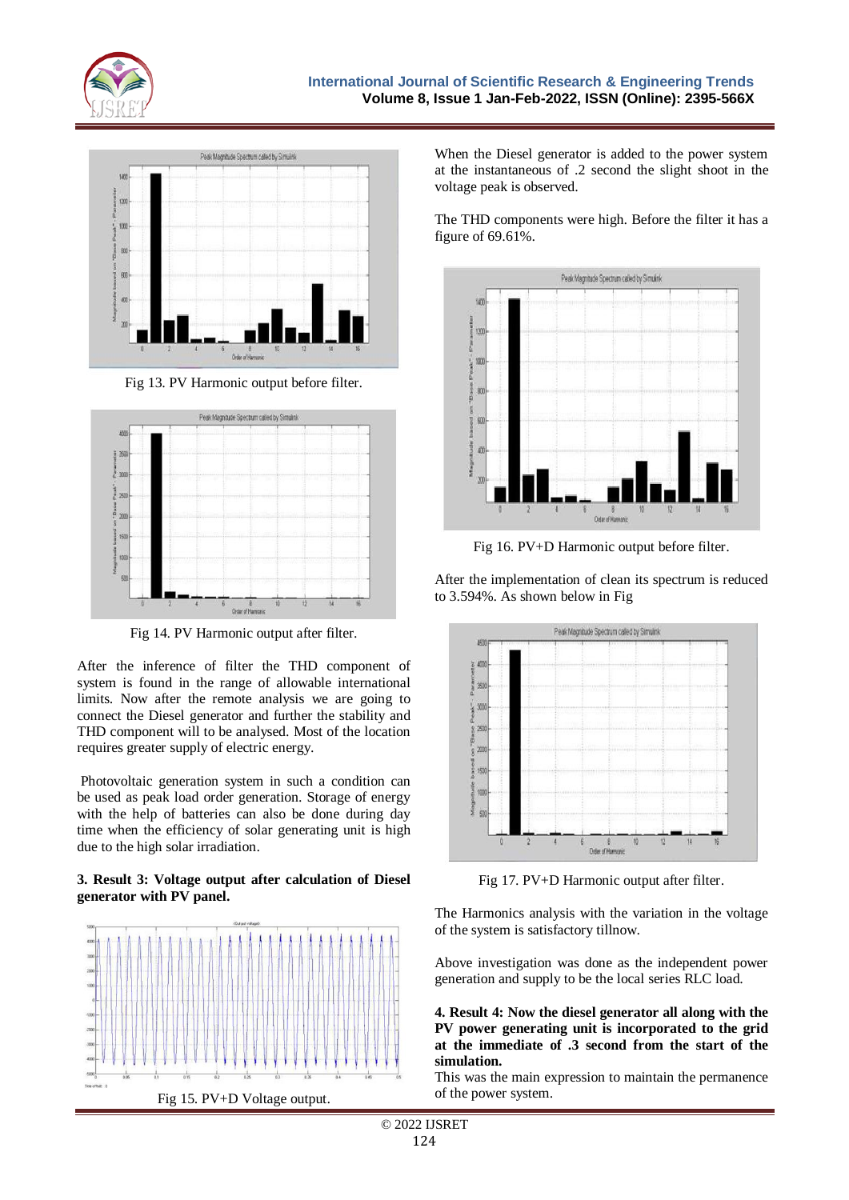Fig 13. PV Harmonic output before filter.

Fig 14. PV Harmonic output after filter.

After the inference of filter the THD component of system is found in the range of allowable international limits. Now after the remote analysis we are going to connect the Diesel generator and further the stability and THD component will to be analysed. Most of the location requires greater supply of electric energy.

Photovoltaic generation system in such a condition can be used as peak load order generation. Storage of energy with the help of batteries can also be done during day time when the efficiency of solar generating unit is high due to the high solar irradiation.

**3. Result 3: Voltage output after calculation of Diesel generator with PV panel.**

Fig 15. PV+D Voltage output.

When the Diesel generator is added to the power system at the instantaneous of .2 second the slight shoot in the voltage peak is observed.

The THD components were high. Before the filter it has a figure of 69.61%.

Fig 16. PV+D Harmonic output before filter.

After the implementation of clean its spectrum is reduced to 3.594%. As shown below in Fig

Fig 17. PV+D Harmonic output after filter.

The Harmonics analysis with the variation in the voltage of the system is satisfactory tillnow.

Above investigation was done as the independent power generation and supply to be the local series RLC load.

**4. Result 4: Now the diesel generator all along with the PV power generating unit is incorporated to the grid at the immediate of .3 second from the start of the simulation.**

This was the main expression to maintain the permanence of the power system.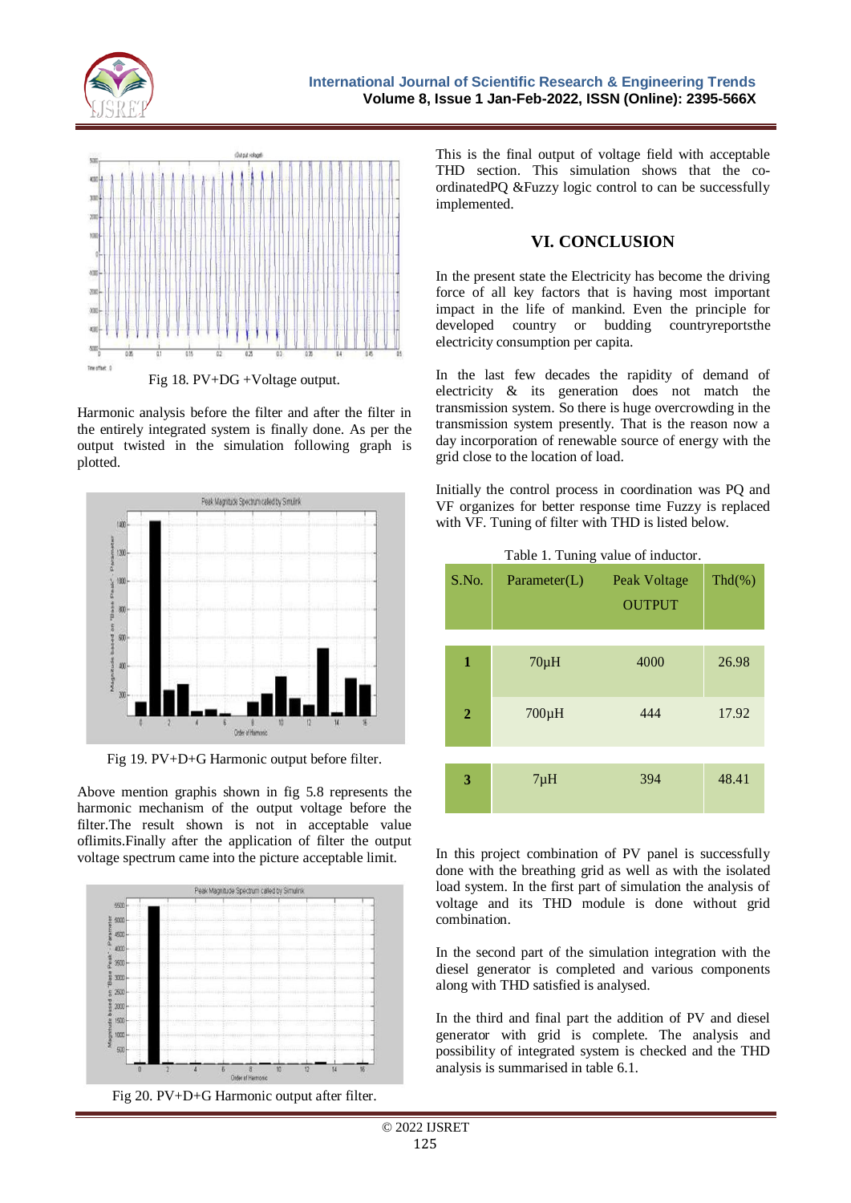Fig 18. PV+DG +Voltage output.

Harmonic analysis before the filter and after the filter in the entirely integrated system is finally done. As per the output twisted in the simulation following graph is plotted.

Fig 19. PV+D+G Harmonic output before filter.

Above mention graphis shown in fig 5.8 represents the harmonic mechanism of the output voltage before the filter.The result shown is not in acceptable value oflimits.Finally after the application of filter the output voltage spectrum came into the picture acceptable limit.

Fig 20. PV+D+G Harmonic output after filter.

This is the final output of voltage field with acceptable THD section. This simulation shows that the co-ordinatedPQ &Fuzzy logic control to can be successfully implemented.

## VI. CONCLUSION

In the present state the Electricity has become the driving force of all key factors that is having most important impact in the life of mankind. Even the principle for developed country or budding countryreportsthe electricity consumption per capita.

In the last few decades the rapidity of demand of electricity & its generation does not match the transmission system. So there is huge overcrowding in the transmission system presently. That is the reason now a day incorporation of renewable source of energy with the grid close to the location of load.

Initially the control process in coordination was PQ and VF organizes for better response time Fuzzy is replaced with VF. Tuning of filter with THD is listed below.

Table 1. Tuning value of inductor.

| S.No. | Parameter(L) | Peak Voltage OUTPUT | Thd(%) |
|---|---|---|---|
| **1** | 70μH | 4000 | 26.98 |
| **2** | 700μH | 444 | 17.92 |
| **3** | 7μH | 394 | 48.41 |

In this project combination of PV panel is successfully done with the breathing grid as well as with the isolated load system. In the first part of simulation the analysis of voltage and its THD module is done without grid combination.

In the second part of the simulation integration with the diesel generator is completed and various components along with THD satisfied is analysed.

In the third and final part the addition of PV and diesel generator with grid is complete. The analysis and possibility of integrated system is checked and the THD analysis is summarised in table 6.1.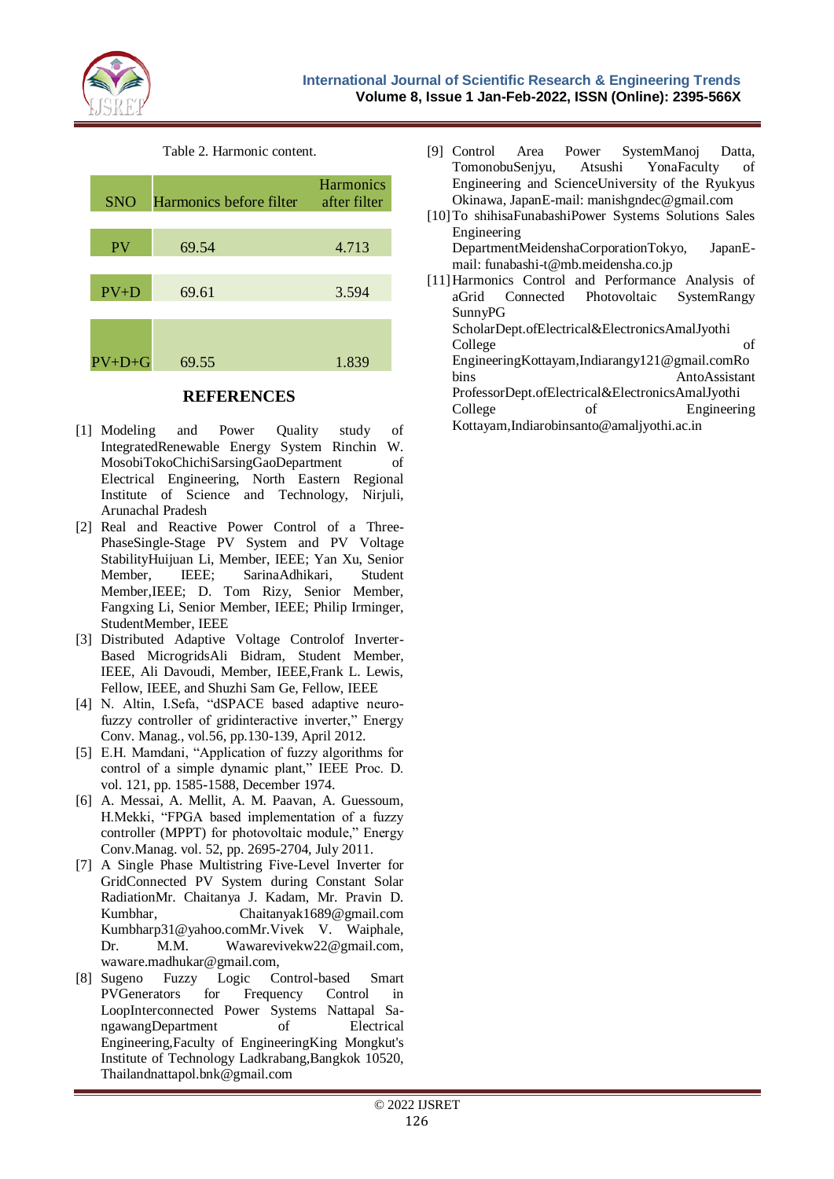Table 2. Harmonic content.

| SNO | Harmonics before filter | Harmonics after filter |
|---|---|---|
| PV | 69.54 | 4.713 |
| PV+D | 69.61 | 3.594 |
| PV+D+G | 69.55 | 1.839 |

## REFERENCES

[1] Modeling and Power Quality study of IntegratedRenewable Energy System Rinchin W. MosobiTokoChichiSarsingGaoDepartment of Electrical Engineering, North Eastern Regional Institute of Science and Technology, Nirjuli, Arunachal Pradesh

[2] Real and Reactive Power Control of a Three-PhaseSingle-Stage PV System and PV Voltage StabilityHuijuan Li, Member, IEEE; Yan Xu, Senior Member, IEEE; SarinaAdhikari, Student Member,IEEE; D. Tom Rizy, Senior Member, Fangxing Li, Senior Member, IEEE; Philip Irminger, StudentMember, IEEE

[3] Distributed Adaptive Voltage Controlof Inverter-Based MicrogridsAli Bidram, Student Member, IEEE, Ali Davoudi, Member, IEEE,Frank L. Lewis, Fellow, IEEE, and Shuzhi Sam Ge, Fellow, IEEE

[4] N. Altin, I.Sefa, "dSPACE based adaptive neuro-fuzzy controller of gridinteractive inverter," Energy Conv. Manag., vol.56, pp.130-139, April 2012.

[5] E.H. Mamdani, "Application of fuzzy algorithms for control of a simple dynamic plant," IEEE Proc. D. vol. 121, pp. 1585-1588, December 1974.

[6] A. Messai, A. Mellit, A. M. Paavan, A. Guessoum, H.Mekki, "FPGA based implementation of a fuzzy controller (MPPT) for photovoltaic module," Energy Conv.Manag. vol. 52, pp. 2695-2704, July 2011.

[7] A Single Phase Multistring Five-Level Inverter for GridConnected PV System during Constant Solar RadiationMr. Chaitanya J. Kadam, Mr. Pravin D. Kumbhar, Chaitanyak1689@gmail.com Kumbharp31@yahoo.comMr.Vivek V. Waiphale, Dr. M.M. Wawarevivekw22@gmail.com, waware.madhukar@gmail.com,

[8] Sugeno Fuzzy Logic Control-based Smart PVGenerators for Frequency Control in LoopInterconnected Power Systems Nattapal Sa-ngawangDepartment of Electrical Engineering,Faculty of EngineeringKing Mongkut's Institute of Technology Ladkrabang,Bangkok 10520, Thailandnattapol.bnk@gmail.com

[9] Control Area Power SystemManoj Datta, TomonobuSenjyu, Atsushi YonaFaculty of Engineering and ScienceUniversity of the Ryukyus Okinawa, JapanE-mail: manishgndec@gmail.com

[10] To shihisaFunabashiPower Systems Solutions Sales Engineering DepartmentMeidenshaCorporationTokyo, JapanE-mail: funabashi-t@mb.meidensha.co.jp

[11] Harmonics Control and Performance Analysis of aGrid Connected Photovoltaic SystemRangy SunnyPG ScholarDept.ofElectrical&ElectronicsAmalJyothi College of EngineeringKottayam,Indiarangy121@gmail.comRobins AntoAssistant ProfessorDept.ofElectrical&ElectronicsAmalJyothi College of Engineering Kottayam,Indiarobinsanto@amaljyothi.ac.in